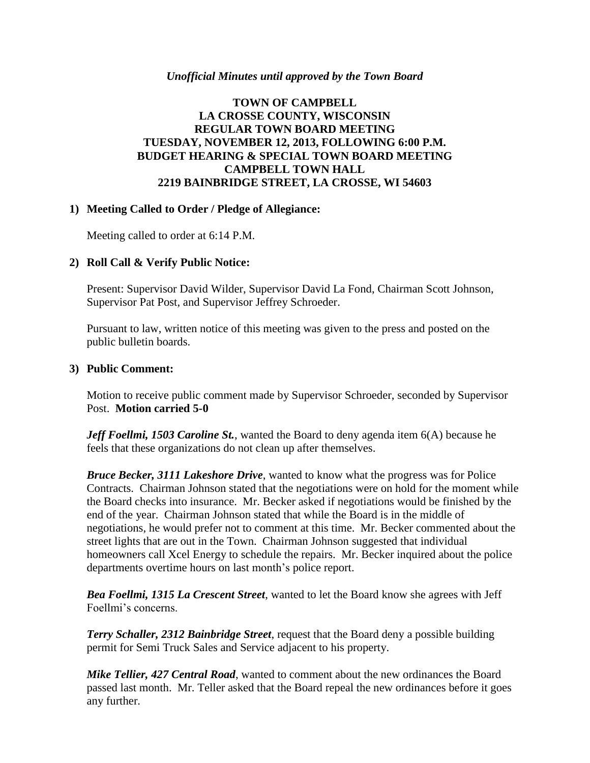*Unofficial Minutes until approved by the Town Board*

# TOWN OF CAMPBELL
# LA CROSSE COUNTY, WISCONSIN
# REGULAR TOWN BOARD MEETING
# TUESDAY, NOVEMBER 12, 2013, FOLLOWING 6:00 P.M.
# BUDGET HEARING & SPECIAL TOWN BOARD MEETING
# CAMPBELL TOWN HALL
# 2219 BAINBRIDGE STREET, LA CROSSE, WI 54603

## 1) Meeting Called to Order / Pledge of Allegiance:

Meeting called to order at 6:14 P.M.

## 2) Roll Call & Verify Public Notice:

Present: Supervisor David Wilder, Supervisor David La Fond, Chairman Scott Johnson, Supervisor Pat Post, and Supervisor Jeffrey Schroeder.

Pursuant to law, written notice of this meeting was given to the press and posted on the public bulletin boards.

## 3) Public Comment:

Motion to receive public comment made by Supervisor Schroeder, seconded by Supervisor Post. **Motion carried 5-0**

***Jeff Foellmi, 1503 Caroline St.***, wanted the Board to deny agenda item 6(A) because he feels that these organizations do not clean up after themselves.

***Bruce Becker, 3111 Lakeshore Drive***, wanted to know what the progress was for Police Contracts. Chairman Johnson stated that the negotiations were on hold for the moment while the Board checks into insurance. Mr. Becker asked if negotiations would be finished by the end of the year. Chairman Johnson stated that while the Board is in the middle of negotiations, he would prefer not to comment at this time. Mr. Becker commented about the street lights that are out in the Town. Chairman Johnson suggested that individual homeowners call Xcel Energy to schedule the repairs. Mr. Becker inquired about the police departments overtime hours on last month's police report.

***Bea Foellmi, 1315 La Crescent Street***, wanted to let the Board know she agrees with Jeff Foellmi's concerns.

***Terry Schaller, 2312 Bainbridge Street***, request that the Board deny a possible building permit for Semi Truck Sales and Service adjacent to his property.

***Mike Tellier, 427 Central Road***, wanted to comment about the new ordinances the Board passed last month. Mr. Teller asked that the Board repeal the new ordinances before it goes any further.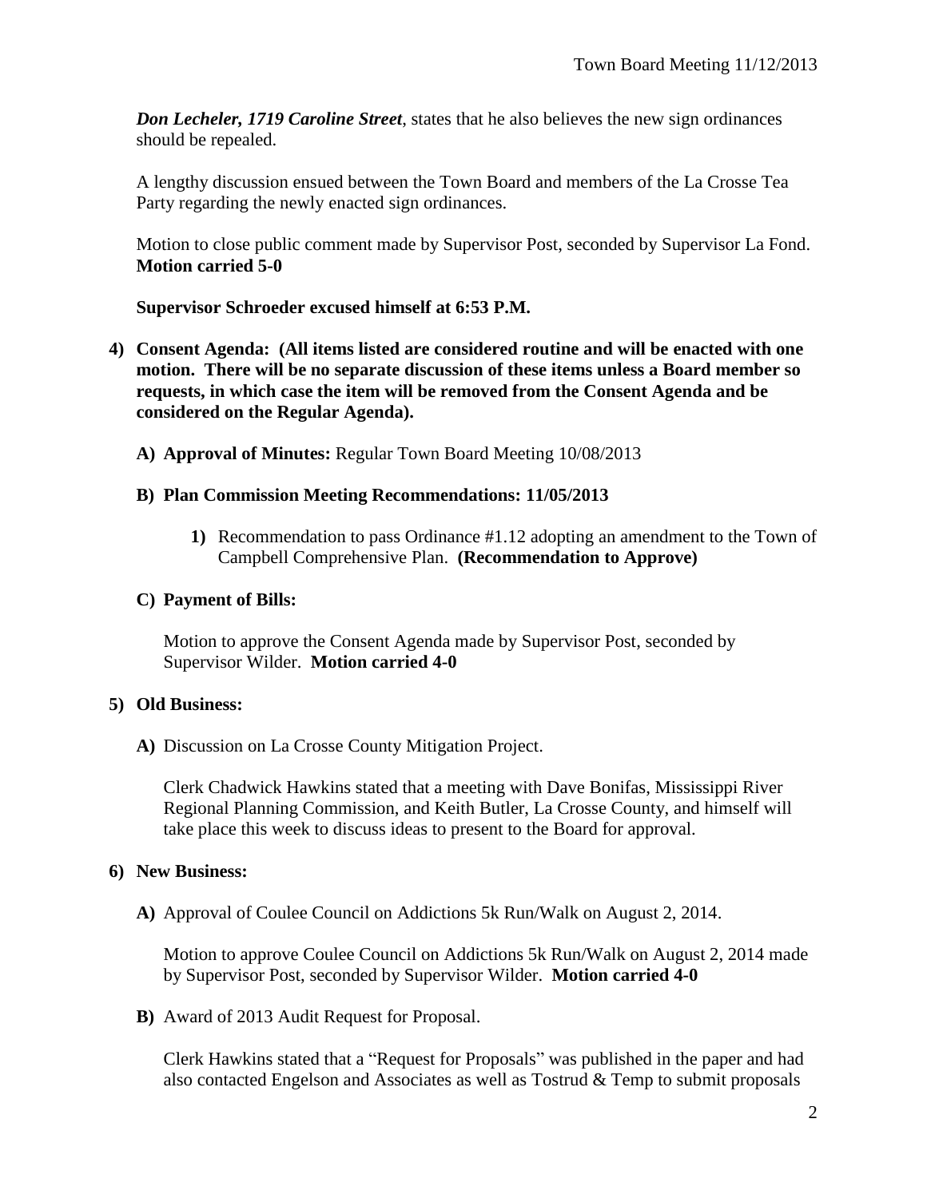***Don Lecheler, 1719 Caroline Street***, states that he also believes the new sign ordinances should be repealed.

A lengthy discussion ensued between the Town Board and members of the La Crosse Tea Party regarding the newly enacted sign ordinances.

Motion to close public comment made by Supervisor Post, seconded by Supervisor La Fond. **Motion carried 5-0**

**Supervisor Schroeder excused himself at 6:53 P.M.**

**4) Consent Agenda: (All items listed are considered routine and will be enacted with one motion. There will be no separate discussion of these items unless a Board member so requests, in which case the item will be removed from the Consent Agenda and be considered on the Regular Agenda).**

**A) Approval of Minutes:** Regular Town Board Meeting 10/08/2013

**B) Plan Commission Meeting Recommendations: 11/05/2013**

**1)** Recommendation to pass Ordinance #1.12 adopting an amendment to the Town of Campbell Comprehensive Plan. **(Recommendation to Approve)**

**C) Payment of Bills:**

Motion to approve the Consent Agenda made by Supervisor Post, seconded by Supervisor Wilder. **Motion carried 4-0**

**5) Old Business:**

**A)** Discussion on La Crosse County Mitigation Project.

Clerk Chadwick Hawkins stated that a meeting with Dave Bonifas, Mississippi River Regional Planning Commission, and Keith Butler, La Crosse County, and himself will take place this week to discuss ideas to present to the Board for approval.

**6) New Business:**

**A)** Approval of Coulee Council on Addictions 5k Run/Walk on August 2, 2014.

Motion to approve Coulee Council on Addictions 5k Run/Walk on August 2, 2014 made by Supervisor Post, seconded by Supervisor Wilder. **Motion carried 4-0**

**B)** Award of 2013 Audit Request for Proposal.

Clerk Hawkins stated that a "Request for Proposals" was published in the paper and had also contacted Engelson and Associates as well as Tostrud & Temp to submit proposals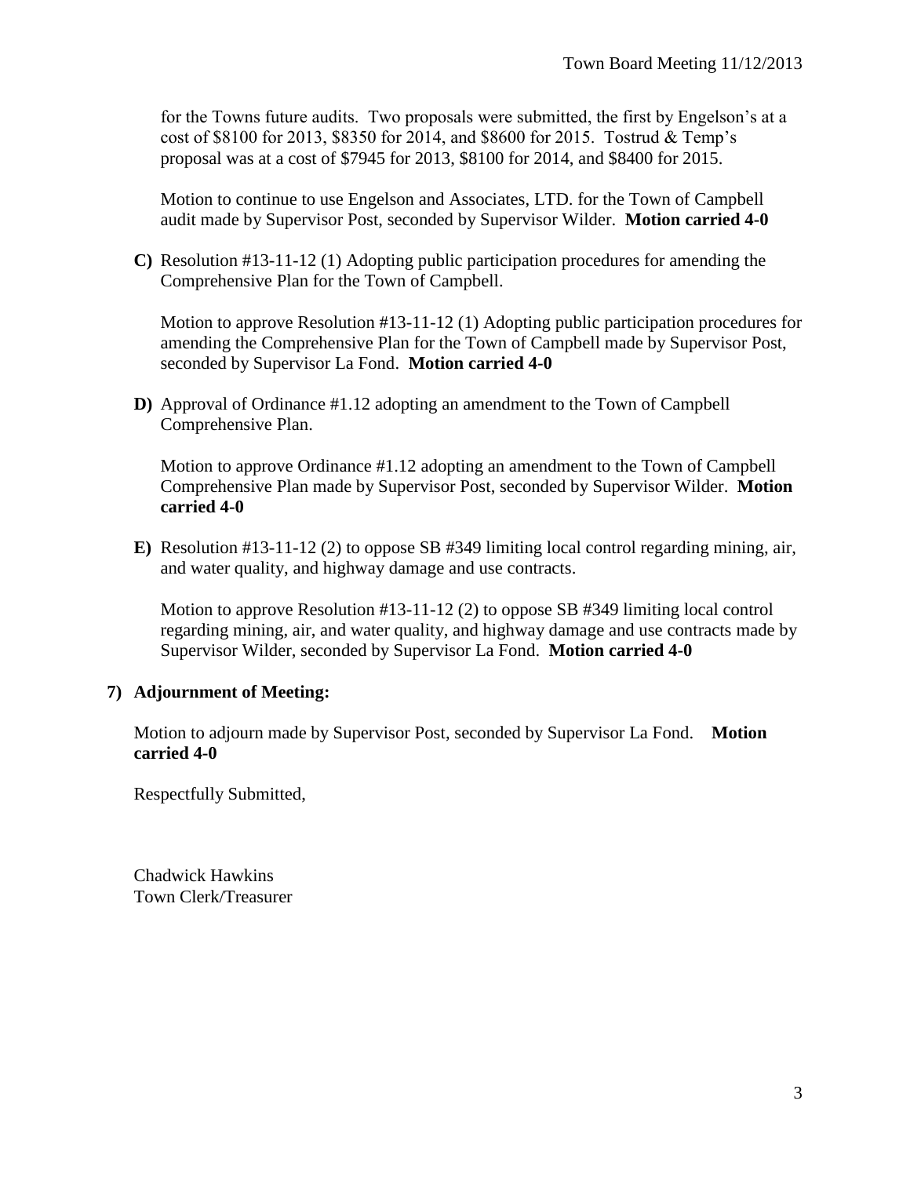for the Towns future audits. Two proposals were submitted, the first by Engelson's at a cost of $8100 for 2013, $8350 for 2014, and $8600 for 2015. Tostrud & Temp's proposal was at a cost of $7945 for 2013, $8100 for 2014, and $8400 for 2015.

Motion to continue to use Engelson and Associates, LTD. for the Town of Campbell audit made by Supervisor Post, seconded by Supervisor Wilder. **Motion carried 4-0**

**C)** Resolution #13-11-12 (1) Adopting public participation procedures for amending the Comprehensive Plan for the Town of Campbell.

Motion to approve Resolution #13-11-12 (1) Adopting public participation procedures for amending the Comprehensive Plan for the Town of Campbell made by Supervisor Post, seconded by Supervisor La Fond. **Motion carried 4-0**

**D)** Approval of Ordinance #1.12 adopting an amendment to the Town of Campbell Comprehensive Plan.

Motion to approve Ordinance #1.12 adopting an amendment to the Town of Campbell Comprehensive Plan made by Supervisor Post, seconded by Supervisor Wilder. **Motion carried 4-0**

**E)** Resolution #13-11-12 (2) to oppose SB #349 limiting local control regarding mining, air, and water quality, and highway damage and use contracts.

Motion to approve Resolution #13-11-12 (2) to oppose SB #349 limiting local control regarding mining, air, and water quality, and highway damage and use contracts made by Supervisor Wilder, seconded by Supervisor La Fond. **Motion carried 4-0**

**7) Adjournment of Meeting:**

Motion to adjourn made by Supervisor Post, seconded by Supervisor La Fond. **Motion carried 4-0**

Respectfully Submitted,

Chadwick Hawkins
Town Clerk/Treasurer